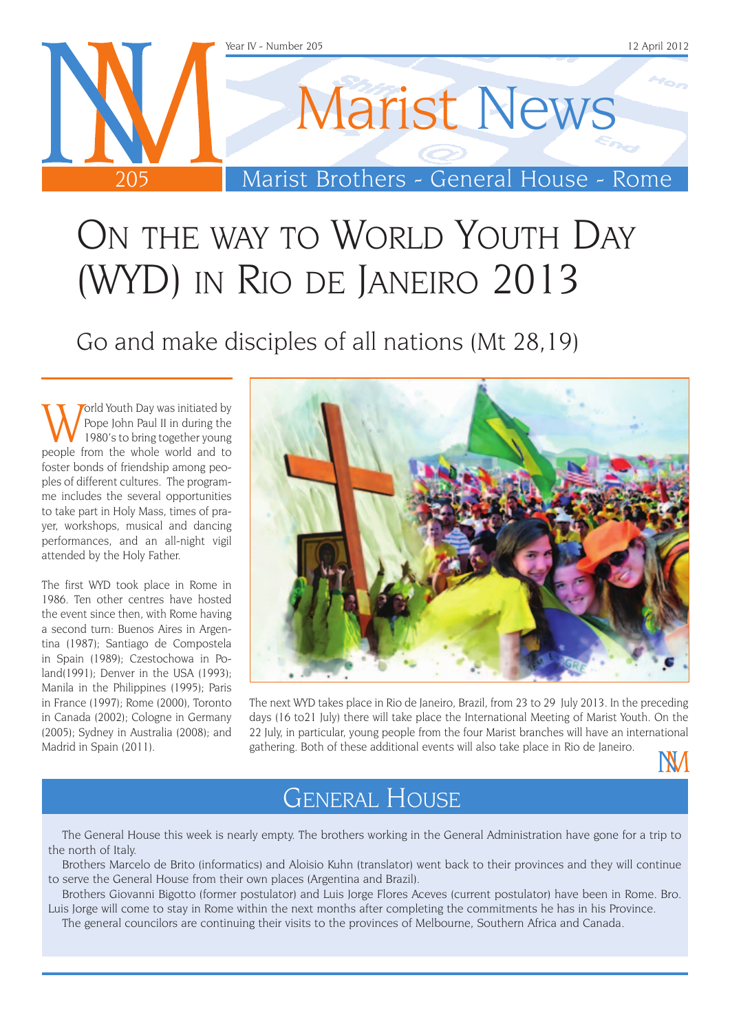Year IV - Number 205 — 12 April 2012

# Marist News

Marist Brothers - General House - Rome

# On the way to World Youth Day (WYD) in Rio de Janeiro 2013

## Go and make disciples of all nations (Mt 28,19)

World Youth Day was initiated by Pope John Paul II in during the 1980's to bring together young people from the whole world and to foster bonds of friendship among peoples of different cultures. The programme includes the several opportunities to take part in Holy Mass, times of prayer, workshops, musical and dancing performances, and an all-night vigil attended by the Holy Father.

The first WYD took place in Rome in 1986. Ten other centres have hosted the event since then, with Rome having a second turn: Buenos Aires in Argentina (1987); Santiago de Compostela in Spain (1989); Czestochowa in Poland(1991); Denver in the USA (1993); Manila in the Philippines (1995); Paris in France (1997); Rome (2000), Toronto in Canada (2002); Cologne in Germany (2005); Sydney in Australia (2008); and Madrid in Spain (2011).

The next WYD takes place in Rio de Janeiro, Brazil, from 23 to 29 July 2013. In the preceding days (16 to21 July) there will take place the International Meeting of Marist Youth. On the 22 July, in particular, young people from the four Marist branches will have an international gathering. Both of these additional events will also take place in Rio de Janeiro.

## General House

The General House this week is nearly empty. The brothers working in the General Administration have gone for a trip to the north of Italy.

Brothers Marcelo de Brito (informatics) and Aloisio Kuhn (translator) went back to their provinces and they will continue to serve the General House from their own places (Argentina and Brazil).

Brothers Giovanni Bigotto (former postulator) and Luis Jorge Flores Aceves (current postulator) have been in Rome. Bro. Luis Jorge will come to stay in Rome within the next months after completing the commitments he has in his Province.

The general councilors are continuing their visits to the provinces of Melbourne, Southern Africa and Canada.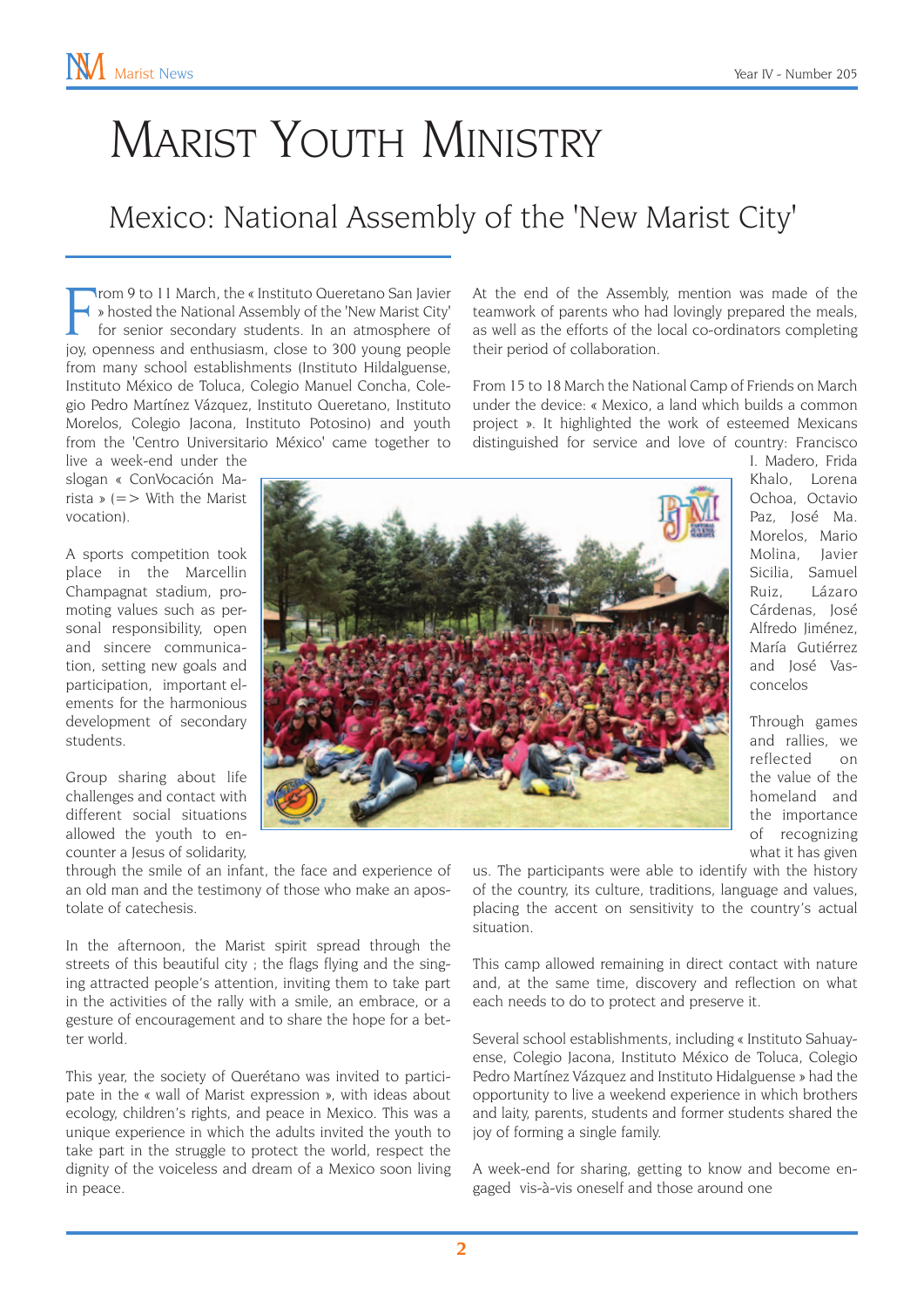# Marist Youth Ministry

## Mexico: National Assembly of the 'New Marist City'

From 9 to 11 March, the « Instituto Queretano San Javier » hosted the National Assembly of the 'New Marist City' for senior secondary students. In an atmosphere of joy, openness and enthusiasm, close to 300 young people from many school establishments (Instituto Hildalguense, Instituto México de Toluca, Colegio Manuel Concha, Colegio Pedro Martínez Vázquez, Instituto Queretano, Instituto Morelos, Colegio Jacona, Instituto Potosino) and youth from the 'Centro Universitario México' came together to live a week-end under the slogan « ConVocación Marista » (=> With the Marist vocation).

A sports competition took place in the Marcellin Champagnat stadium, promoting values such as personal responsibility, open and sincere communication, setting new goals and participation, important elements for the harmonious development of secondary students.

Group sharing about life challenges and contact with different social situations allowed the youth to encounter a Jesus of solidarity, through the smile of an infant, the face and experience of an old man and the testimony of those who make an apostolate of catechesis.

In the afternoon, the Marist spirit spread through the streets of this beautiful city ; the flags flying and the singing attracted people's attention, inviting them to take part in the activities of the rally with a smile, an embrace, or a gesture of encouragement and to share the hope for a better world.

This year, the society of Querétano was invited to participate in the « wall of Marist expression », with ideas about ecology, children's rights, and peace in Mexico. This was a unique experience in which the adults invited the youth to take part in the struggle to protect the world, respect the dignity of the voiceless and dream of a Mexico soon living in peace.

At the end of the Assembly, mention was made of the teamwork of parents who had lovingly prepared the meals, as well as the efforts of the local co-ordinators completing their period of collaboration.

From 15 to 18 March the National Camp of Friends on March under the device: « Mexico, a land which builds a common project ». It highlighted the work of esteemed Mexicans distinguished for service and love of country: Francisco I. Madero, Frida Khalo, Lorena Ochoa, Octavio Paz, José Ma. Morelos, Mario Molina, Javier Sicilia, Samuel Ruiz, Lázaro Cárdenas, José Alfredo Jiménez, María Gutiérrez and José Vasconcelos

Through games and rallies, we reflected on the value of the homeland and the importance of recognizing what it has given us. The participants were able to identify with the history of the country, its culture, traditions, language and values, placing the accent on sensitivity to the country's actual situation.

This camp allowed remaining in direct contact with nature and, at the same time, discovery and reflection on what each needs to do to protect and preserve it.

Several school establishments, including « Instituto Sahuayense, Colegio Jacona, Instituto México de Toluca, Colegio Pedro Martínez Vázquez and Instituto Hidalguense » had the opportunity to live a weekend experience in which brothers and laity, parents, students and former students shared the joy of forming a single family.

A week-end for sharing, getting to know and become engaged vis-à-vis oneself and those around one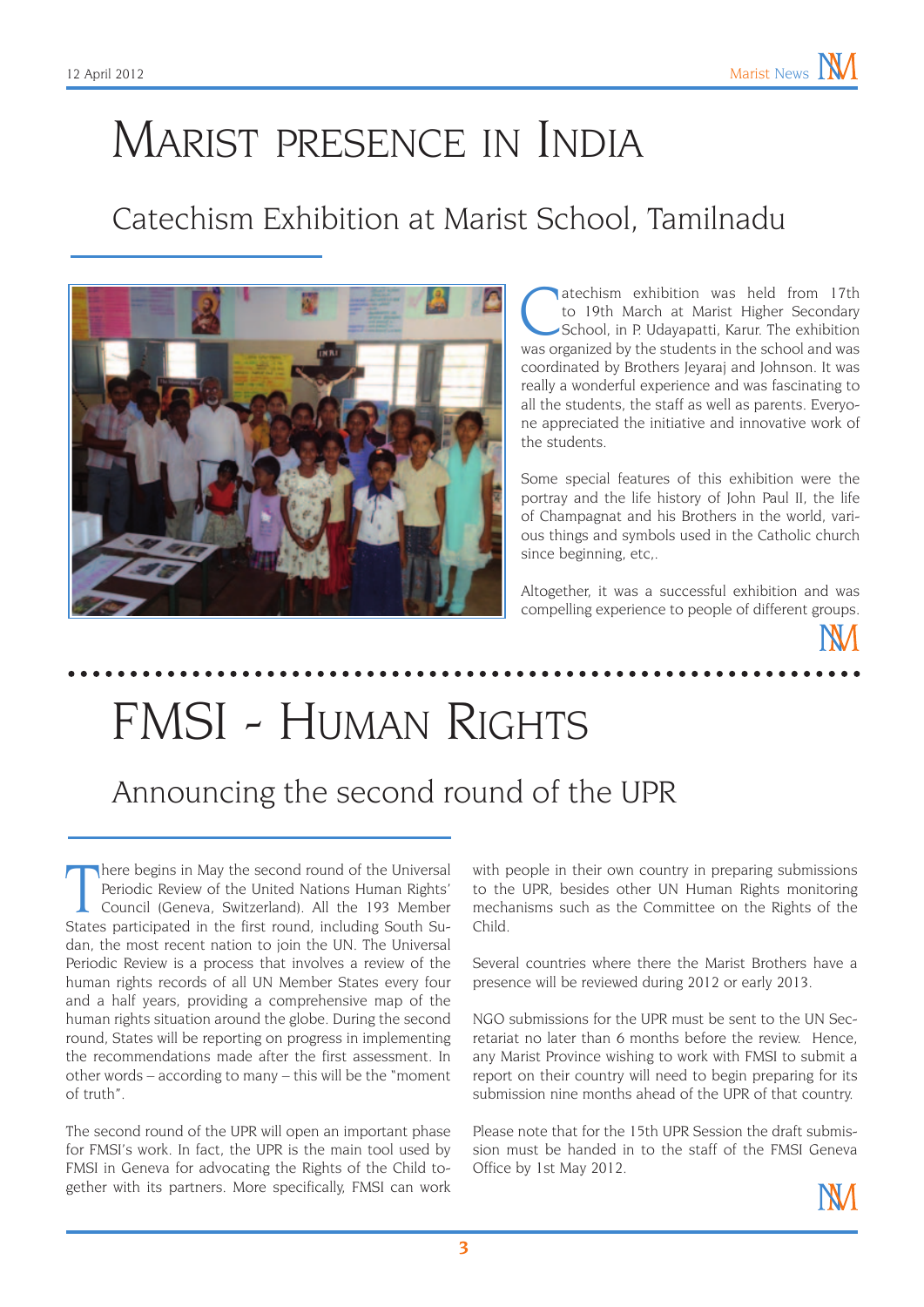# Marist presence in India

## Catechism Exhibition at Marist School, Tamilnadu

Catechism exhibition was held from 17th to 19th March at Marist Higher Secondary School, in P. Udayapatti, Karur. The exhibition was organized by the students in the school and was coordinated by Brothers Jeyaraj and Johnson. It was really a wonderful experience and was fascinating to all the students, the staff as well as parents. Everyone appreciated the initiative and innovative work of the students.

Some special features of this exhibition were the portray and the life history of John Paul II, the life of Champagnat and his Brothers in the world, various things and symbols used in the Catholic church since beginning, etc,.

Altogether, it was a successful exhibition and was compelling experience to people of different groups.

# FMSI - Human Rights

## Announcing the second round of the UPR

There begins in May the second round of the Universal Periodic Review of the United Nations Human Rights' Council (Geneva, Switzerland). All the 193 Member States participated in the first round, including South Sudan, the most recent nation to join the UN. The Universal Periodic Review is a process that involves a review of the human rights records of all UN Member States every four and a half years, providing a comprehensive map of the human rights situation around the globe. During the second round, States will be reporting on progress in implementing the recommendations made after the first assessment. In other words – according to many – this will be the "moment of truth".

The second round of the UPR will open an important phase for FMSI's work. In fact, the UPR is the main tool used by FMSI in Geneva for advocating the Rights of the Child together with its partners. More specifically, FMSI can work with people in their own country in preparing submissions to the UPR, besides other UN Human Rights monitoring mechanisms such as the Committee on the Rights of the Child.

Several countries where there the Marist Brothers have a presence will be reviewed during 2012 or early 2013.

NGO submissions for the UPR must be sent to the UN Secretariat no later than 6 months before the review. Hence, any Marist Province wishing to work with FMSI to submit a report on their country will need to begin preparing for its submission nine months ahead of the UPR of that country.

Please note that for the 15th UPR Session the draft submission must be handed in to the staff of the FMSI Geneva Office by 1st May 2012.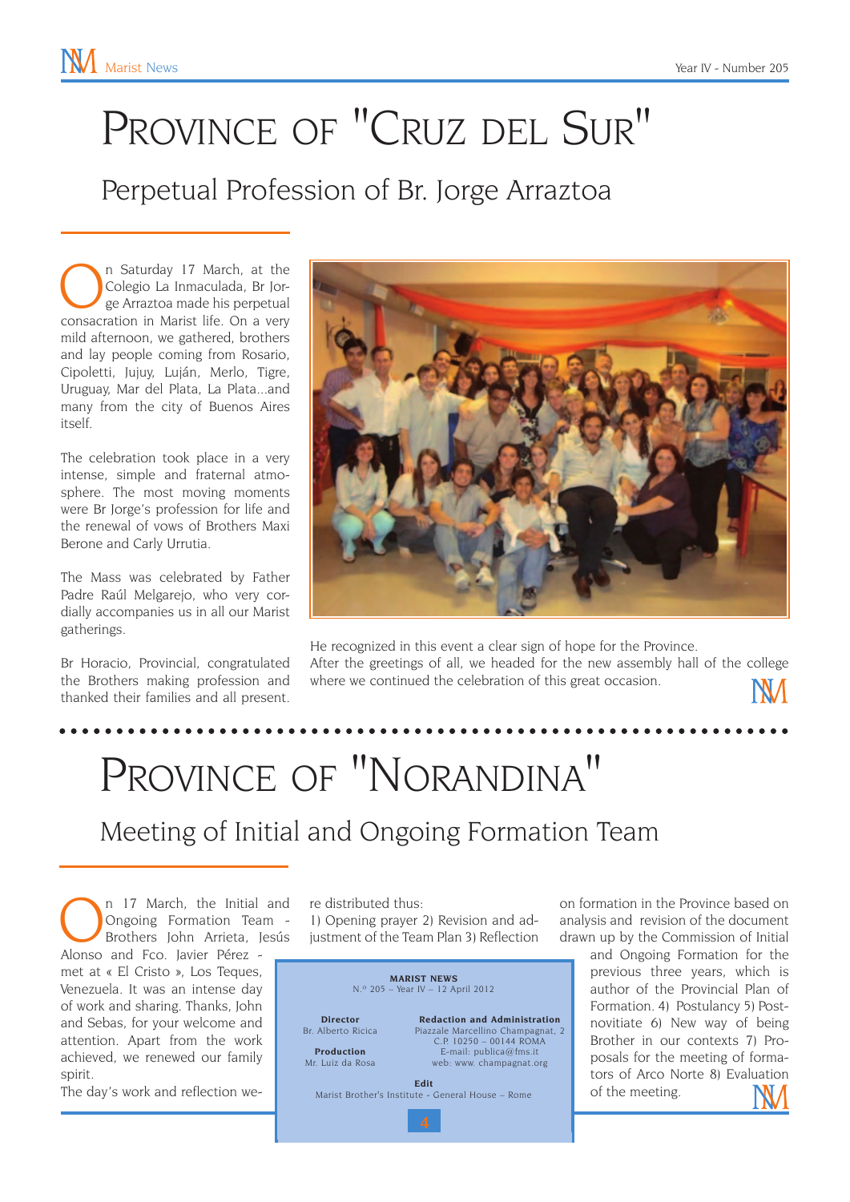# PROVINCE OF "CRUZ DEL SUR"

## Perpetual Profession of Br. Jorge Arraztoa

On Saturday 17 March, at the Colegio La Inmaculada, Br Jorge Arraztoa made his perpetual consacration in Marist life. On a very mild afternoon, we gathered, brothers and lay people coming from Rosario, Cipoletti, Jujuy, Luján, Merlo, Tigre, Uruguay, Mar del Plata, La Plata...and many from the city of Buenos Aires itself.

The celebration took place in a very intense, simple and fraternal atmosphere. The most moving moments were Br Jorge's profession for life and the renewal of vows of Brothers Maxi Berone and Carly Urrutia.

The Mass was celebrated by Father Padre Raúl Melgarejo, who very cordially accompanies us in all our Marist gatherings.

Br Horacio, Provincial, congratulated the Brothers making profession and thanked their families and all present. He recognized in this event a clear sign of hope for the Province.

After the greetings of all, we headed for the new assembly hall of the college where we continued the celebration of this great occasion.

# PROVINCE OF "NORANDINA"

## Meeting of Initial and Ongoing Formation Team

On 17 March, the Initial and Ongoing Formation Team - Brothers John Arrieta, Jesús Alonso and Fco. Javier Pérez - met at « El Cristo », Los Teques, Venezuela. It was an intense day of work and sharing. Thanks, John and Sebas, for your welcome and attention. Apart from the work achieved, we renewed our family spirit.

The day's work and reflection were distributed thus:

1) Opening prayer 2) Revision and adjustment of the Team Plan 3) Reflection on formation in the Province based on analysis and revision of the document drawn up by the Commission of Initial and Ongoing Formation for the previous three years, which is author of the Provincial Plan of Formation. 4) Postulancy 5) Postnovitiate 6) New way of being Brother in our contexts 7) Proposals for the meeting of formators of Arco Norte 8) Evaluation of the meeting.

---

**MARIST NEWS**
N.º 205 – Year IV – 12 April 2012

**Director**
Br. Alberto Ricica

**Production**
Mr. Luiz da Rosa

**Redaction and Administration**
Piazzale Marcellino Champagnat, 2
C.P. 10250 – 00144 ROMA
E-mail: publica@fms.it
web: www. champagnat.org

**Edit**
Marist Brother's Institute - General House – Rome